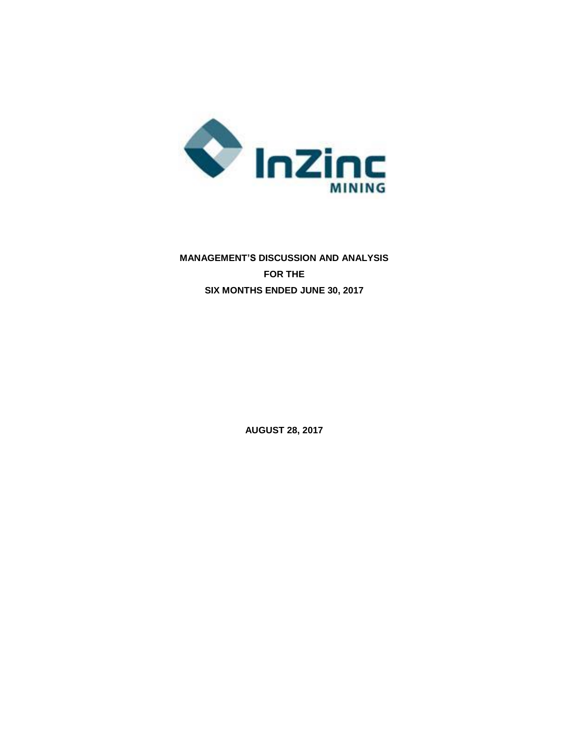InZinc MINING

**MANAGEMENT'S DISCUSSION AND ANALYSIS**

**FOR THE**

**SIX MONTHS ENDED JUNE 30, 2017**

**AUGUST 28, 2017**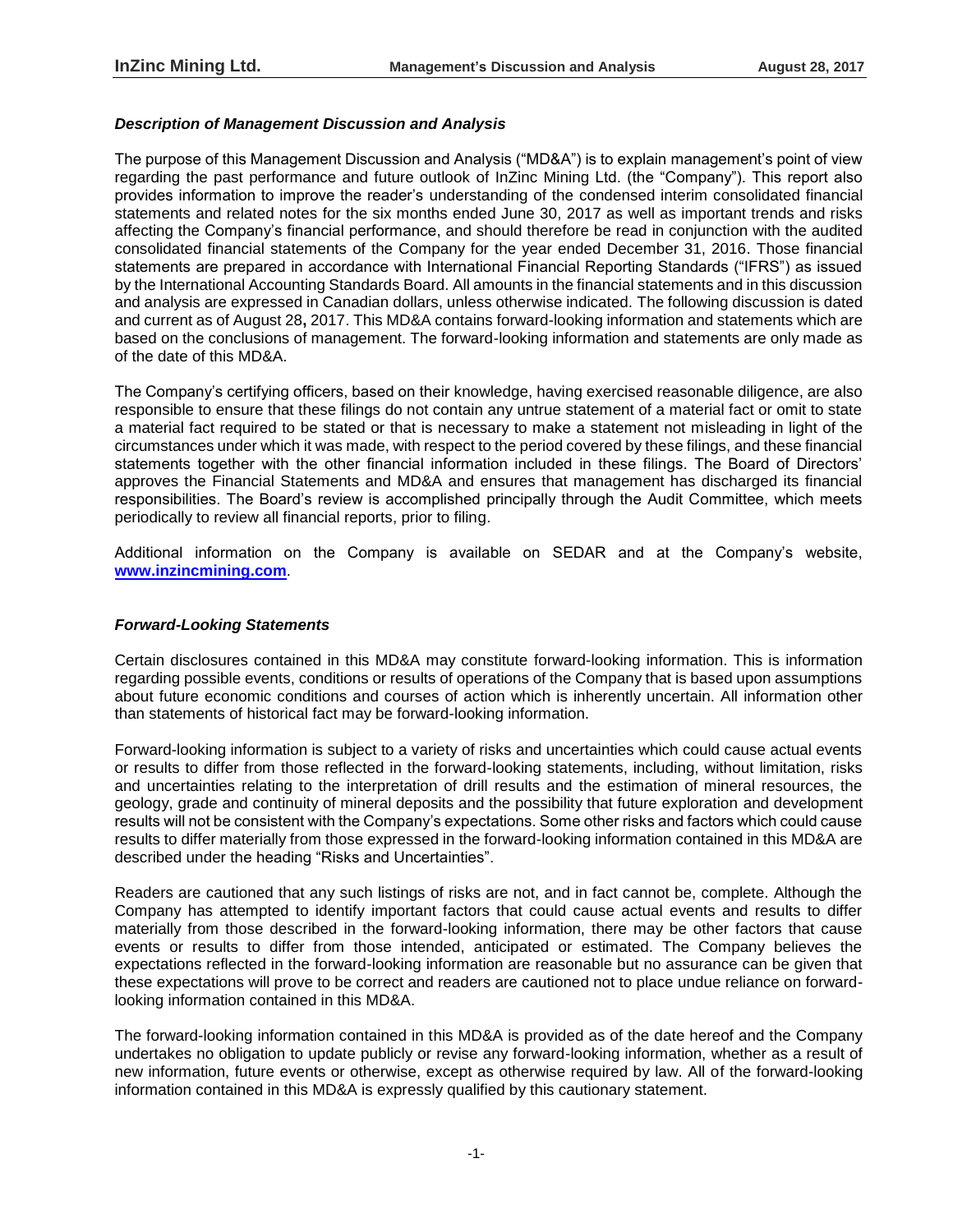### *Description of Management Discussion and Analysis*

The purpose of this Management Discussion and Analysis ("MD&A") is to explain management's point of view regarding the past performance and future outlook of InZinc Mining Ltd. (the "Company"). This report also provides information to improve the reader's understanding of the condensed interim consolidated financial statements and related notes for the six months ended June 30, 2017 as well as important trends and risks affecting the Company's financial performance, and should therefore be read in conjunction with the audited consolidated financial statements of the Company for the year ended December 31, 2016. Those financial statements are prepared in accordance with International Financial Reporting Standards ("IFRS") as issued by the International Accounting Standards Board. All amounts in the financial statements and in this discussion and analysis are expressed in Canadian dollars, unless otherwise indicated. The following discussion is dated and current as of August 28**,** 2017. This MD&A contains forward-looking information and statements which are based on the conclusions of management. The forward-looking information and statements are only made as of the date of this MD&A.

The Company's certifying officers, based on their knowledge, having exercised reasonable diligence, are also responsible to ensure that these filings do not contain any untrue statement of a material fact or omit to state a material fact required to be stated or that is necessary to make a statement not misleading in light of the circumstances under which it was made, with respect to the period covered by these filings, and these financial statements together with the other financial information included in these filings. The Board of Directors' approves the Financial Statements and MD&A and ensures that management has discharged its financial responsibilities. The Board's review is accomplished principally through the Audit Committee, which meets periodically to review all financial reports, prior to filing.

Additional information on the Company is available on SEDAR and at the Company's website, **[www.inzincmining.com](http://www.inzincmining.com)**.

### *Forward-Looking Statements*

Certain disclosures contained in this MD&A may constitute forward-looking information. This is information regarding possible events, conditions or results of operations of the Company that is based upon assumptions about future economic conditions and courses of action which is inherently uncertain. All information other than statements of historical fact may be forward-looking information.

Forward-looking information is subject to a variety of risks and uncertainties which could cause actual events or results to differ from those reflected in the forward-looking statements, including, without limitation, risks and uncertainties relating to the interpretation of drill results and the estimation of mineral resources, the geology, grade and continuity of mineral deposits and the possibility that future exploration and development results will not be consistent with the Company's expectations. Some other risks and factors which could cause results to differ materially from those expressed in the forward-looking information contained in this MD&A are described under the heading "Risks and Uncertainties".

Readers are cautioned that any such listings of risks are not, and in fact cannot be, complete. Although the Company has attempted to identify important factors that could cause actual events and results to differ materially from those described in the forward-looking information, there may be other factors that cause events or results to differ from those intended, anticipated or estimated. The Company believes the expectations reflected in the forward-looking information are reasonable but no assurance can be given that these expectations will prove to be correct and readers are cautioned not to place undue reliance on forward-looking information contained in this MD&A.

The forward-looking information contained in this MD&A is provided as of the date hereof and the Company undertakes no obligation to update publicly or revise any forward-looking information, whether as a result of new information, future events or otherwise, except as otherwise required by law. All of the forward-looking information contained in this MD&A is expressly qualified by this cautionary statement.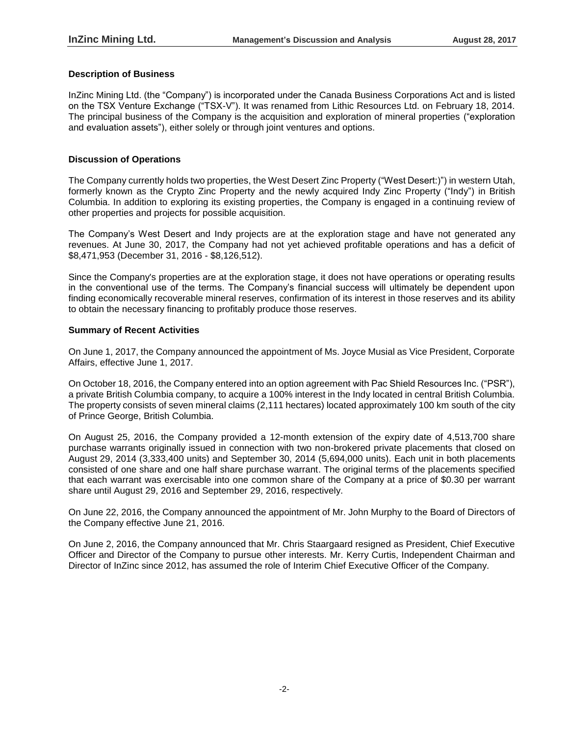### Description of Business

InZinc Mining Ltd. (the "Company") is incorporated under the Canada Business Corporations Act and is listed on the TSX Venture Exchange ("TSX-V"). It was renamed from Lithic Resources Ltd. on February 18, 2014. The principal business of the Company is the acquisition and exploration of mineral properties ("exploration and evaluation assets"), either solely or through joint ventures and options.

### Discussion of Operations

The Company currently holds two properties, the West Desert Zinc Property ("West Desert:)") in western Utah, formerly known as the Crypto Zinc Property and the newly acquired Indy Zinc Property ("Indy") in British Columbia. In addition to exploring its existing properties, the Company is engaged in a continuing review of other properties and projects for possible acquisition.

The Company's West Desert and Indy projects are at the exploration stage and have not generated any revenues. At June 30, 2017, the Company had not yet achieved profitable operations and has a deficit of $8,471,953 (December 31, 2016 - $8,126,512).

Since the Company's properties are at the exploration stage, it does not have operations or operating results in the conventional use of the terms. The Company's financial success will ultimately be dependent upon finding economically recoverable mineral reserves, confirmation of its interest in those reserves and its ability to obtain the necessary financing to profitably produce those reserves.

### Summary of Recent Activities

On June 1, 2017, the Company announced the appointment of Ms. Joyce Musial as Vice President, Corporate Affairs, effective June 1, 2017.

On October 18, 2016, the Company entered into an option agreement with Pac Shield Resources Inc. ("PSR"), a private British Columbia company, to acquire a 100% interest in the Indy located in central British Columbia. The property consists of seven mineral claims (2,111 hectares) located approximately 100 km south of the city of Prince George, British Columbia.

On August 25, 2016, the Company provided a 12-month extension of the expiry date of 4,513,700 share purchase warrants originally issued in connection with two non-brokered private placements that closed on August 29, 2014 (3,333,400 units) and September 30, 2014 (5,694,000 units). Each unit in both placements consisted of one share and one half share purchase warrant. The original terms of the placements specified that each warrant was exercisable into one common share of the Company at a price of $0.30 per warrant share until August 29, 2016 and September 29, 2016, respectively.

On June 22, 2016, the Company announced the appointment of Mr. John Murphy to the Board of Directors of the Company effective June 21, 2016.

On June 2, 2016, the Company announced that Mr. Chris Staargaard resigned as President, Chief Executive Officer and Director of the Company to pursue other interests. Mr. Kerry Curtis, Independent Chairman and Director of InZinc since 2012, has assumed the role of Interim Chief Executive Officer of the Company.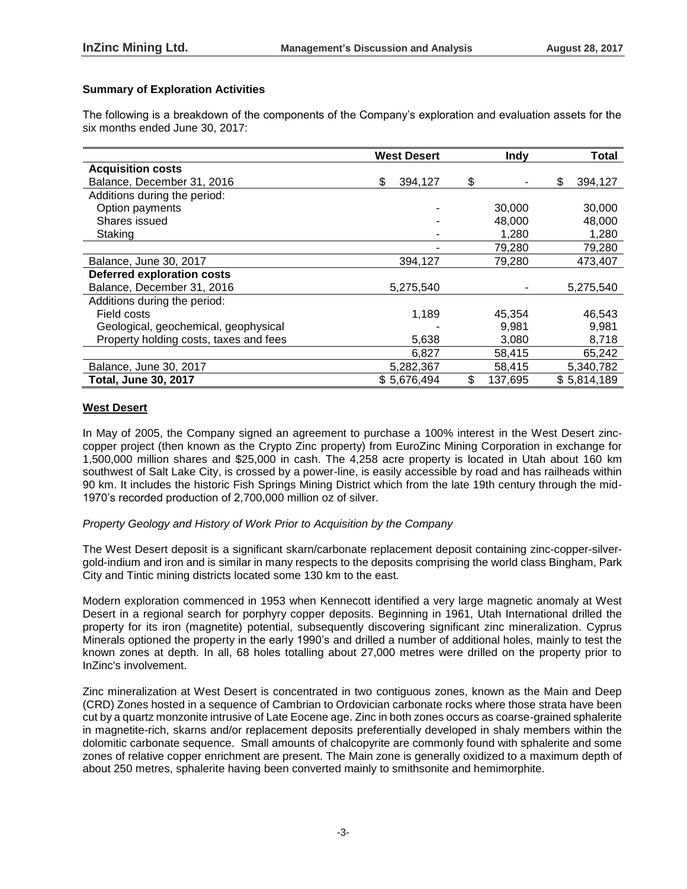### Summary of Exploration Activities

The following is a breakdown of the components of the Company's exploration and evaluation assets for the six months ended June 30, 2017:

| | West Desert | Indy | Total |
|---|---|---|---|
| **Acquisition costs** | | | |
| Balance, December 31, 2016 | $ 394,127 | $ - | $ 394,127 |
| Additions during the period: | | | |
| Option payments | - | 30,000 | 30,000 |
| Shares issued | - | 48,000 | 48,000 |
| Staking | - | 1,280 | 1,280 |
| | - | 79,280 | 79,280 |
| Balance, June 30, 2017 | 394,127 | 79,280 | 473,407 |
| **Deferred exploration costs** | | | |
| Balance, December 31, 2016 | 5,275,540 | - | 5,275,540 |
| Additions during the period: | | | |
| Field costs | 1,189 | 45,354 | 46,543 |
| Geological, geochemical, geophysical | - | 9,981 | 9,981 |
| Property holding costs, taxes and fees | 5,638 | 3,080 | 8,718 |
| | 6,827 | 58,415 | 65,242 |
| Balance, June 30, 2017 | 5,282,367 | 58,415 | 5,340,782 |
| **Total, June 30, 2017** | $ 5,676,494 | $ 137,695 | $ 5,814,189 |

**West Desert**

In May of 2005, the Company signed an agreement to purchase a 100% interest in the West Desert zinc-copper project (then known as the Crypto Zinc property) from EuroZinc Mining Corporation in exchange for 1,500,000 million shares and $25,000 in cash. The 4,258 acre property is located in Utah about 160 km southwest of Salt Lake City, is crossed by a power-line, is easily accessible by road and has railheads within 90 km. It includes the historic Fish Springs Mining District which from the late 19th century through the mid-1970's recorded production of 2,700,000 million oz of silver.

*Property Geology and History of Work Prior to Acquisition by the Company*

The West Desert deposit is a significant skarn/carbonate replacement deposit containing zinc-copper-silver-gold-indium and iron and is similar in many respects to the deposits comprising the world class Bingham, Park City and Tintic mining districts located some 130 km to the east.

Modern exploration commenced in 1953 when Kennecott identified a very large magnetic anomaly at West Desert in a regional search for porphyry copper deposits. Beginning in 1961, Utah International drilled the property for its iron (magnetite) potential, subsequently discovering significant zinc mineralization. Cyprus Minerals optioned the property in the early 1990's and drilled a number of additional holes, mainly to test the known zones at depth. In all, 68 holes totalling about 27,000 metres were drilled on the property prior to InZinc's involvement.

Zinc mineralization at West Desert is concentrated in two contiguous zones, known as the Main and Deep (CRD) Zones hosted in a sequence of Cambrian to Ordovician carbonate rocks where those strata have been cut by a quartz monzonite intrusive of Late Eocene age. Zinc in both zones occurs as coarse-grained sphalerite in magnetite-rich, skarns and/or replacement deposits preferentially developed in shaly members within the dolomitic carbonate sequence. Small amounts of chalcopyrite are commonly found with sphalerite and some zones of relative copper enrichment are present. The Main zone is generally oxidized to a maximum depth of about 250 metres, sphalerite having been converted mainly to smithsonite and hemimorphite.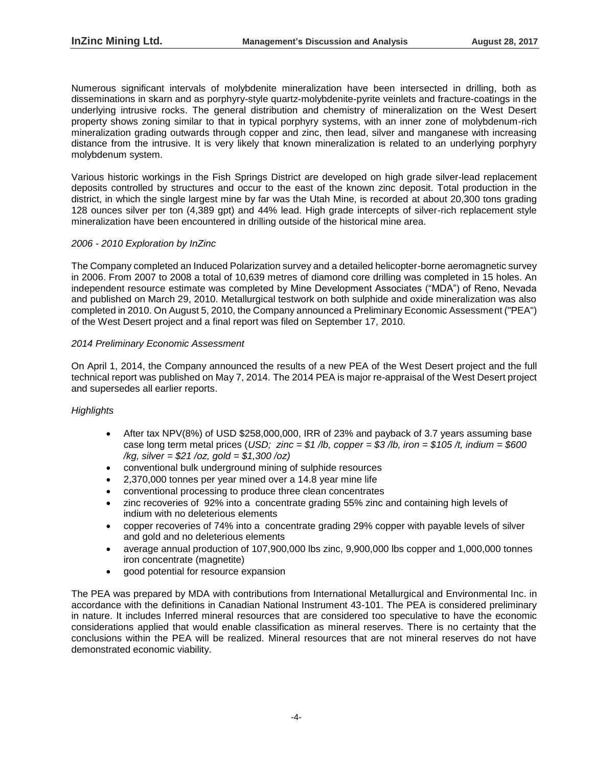Numerous significant intervals of molybdenite mineralization have been intersected in drilling, both as disseminations in skarn and as porphyry-style quartz-molybdenite-pyrite veinlets and fracture-coatings in the underlying intrusive rocks. The general distribution and chemistry of mineralization on the West Desert property shows zoning similar to that in typical porphyry systems, with an inner zone of molybdenum-rich mineralization grading outwards through copper and zinc, then lead, silver and manganese with increasing distance from the intrusive. It is very likely that known mineralization is related to an underlying porphyry molybdenum system.

Various historic workings in the Fish Springs District are developed on high grade silver-lead replacement deposits controlled by structures and occur to the east of the known zinc deposit. Total production in the district, in which the single largest mine by far was the Utah Mine, is recorded at about 20,300 tons grading 128 ounces silver per ton (4,389 gpt) and 44% lead. High grade intercepts of silver-rich replacement style mineralization have been encountered in drilling outside of the historical mine area.

*2006 - 2010 Exploration by InZinc*

The Company completed an Induced Polarization survey and a detailed helicopter-borne aeromagnetic survey in 2006. From 2007 to 2008 a total of 10,639 metres of diamond core drilling was completed in 15 holes. An independent resource estimate was completed by Mine Development Associates ("MDA") of Reno, Nevada and published on March 29, 2010. Metallurgical testwork on both sulphide and oxide mineralization was also completed in 2010. On August 5, 2010, the Company announced a Preliminary Economic Assessment ("PEA") of the West Desert project and a final report was filed on September 17, 2010.

*2014 Preliminary Economic Assessment*

On April 1, 2014, the Company announced the results of a new PEA of the West Desert project and the full technical report was published on May 7, 2014. The 2014 PEA is major re-appraisal of the West Desert project and supersedes all earlier reports.

*Highlights*

- After tax NPV(8%) of USD $258,000,000, IRR of 23% and payback of 3.7 years assuming base case long term metal prices (*USD; zinc = $1 /lb, copper = $3 /lb, iron = $105 /t, indium = $600 /kg, silver = $21 /oz, gold = $1,300 /oz)*
- conventional bulk underground mining of sulphide resources
- 2,370,000 tonnes per year mined over a 14.8 year mine life
- conventional processing to produce three clean concentrates
- zinc recoveries of 92% into a concentrate grading 55% zinc and containing high levels of indium with no deleterious elements
- copper recoveries of 74% into a concentrate grading 29% copper with payable levels of silver and gold and no deleterious elements
- average annual production of 107,900,000 lbs zinc, 9,900,000 lbs copper and 1,000,000 tonnes iron concentrate (magnetite)
- good potential for resource expansion

The PEA was prepared by MDA with contributions from International Metallurgical and Environmental Inc. in accordance with the definitions in Canadian National Instrument 43-101. The PEA is considered preliminary in nature. It includes Inferred mineral resources that are considered too speculative to have the economic considerations applied that would enable classification as mineral reserves. There is no certainty that the conclusions within the PEA will be realized. Mineral resources that are not mineral reserves do not have demonstrated economic viability.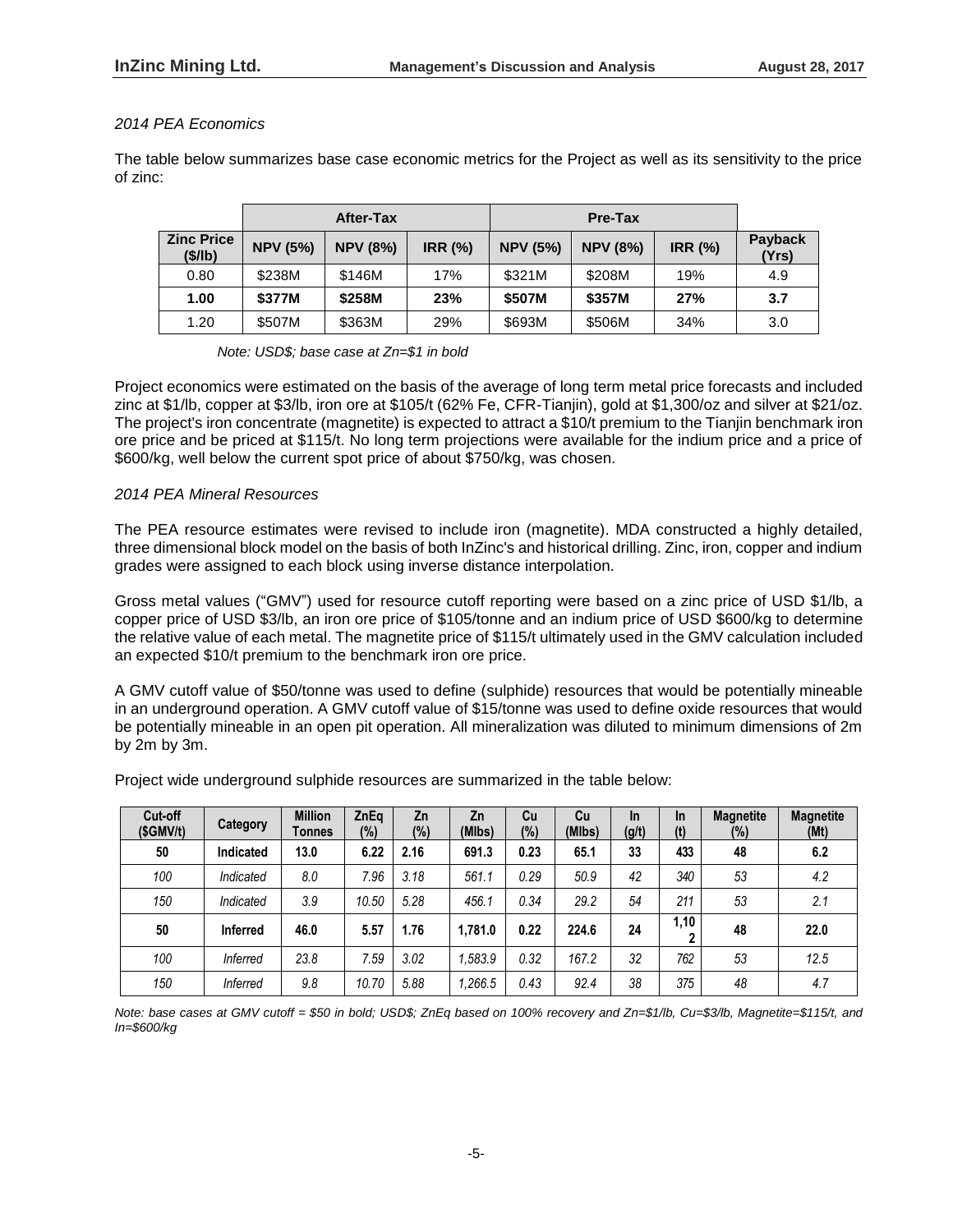*2014 PEA Economics*

The table below summarizes base case economic metrics for the Project as well as its sensitivity to the price of zinc:

| | After-Tax | | | Pre-Tax | | | |
|---|---|---|---|---|---|---|---|
| **Zinc Price ($/lb)** | **NPV (5%)** | **NPV (8%)** | **IRR (%)** | **NPV (5%)** | **NPV (8%)** | **IRR (%)** | **Payback (Yrs)** |
| 0.80 | $238M | $146M | 17% | $321M | $208M | 19% | 4.9 |
| **1.00** | **$377M** | **$258M** | **23%** | **$507M** | **$357M** | **27%** | **3.7** |
| 1.20 | $507M | $363M | 29% | $693M | $506M | 34% | 3.0 |

*Note: USD$; base case at Zn=$1 in bold*

Project economics were estimated on the basis of the average of long term metal price forecasts and included zinc at $1/lb, copper at $3/lb, iron ore at $105/t (62% Fe, CFR-Tianjin), gold at $1,300/oz and silver at $21/oz. The project's iron concentrate (magnetite) is expected to attract a $10/t premium to the Tianjin benchmark iron ore price and be priced at $115/t. No long term projections were available for the indium price and a price of $600/kg, well below the current spot price of about $750/kg, was chosen.

*2014 PEA Mineral Resources*

The PEA resource estimates were revised to include iron (magnetite). MDA constructed a highly detailed, three dimensional block model on the basis of both InZinc's and historical drilling. Zinc, iron, copper and indium grades were assigned to each block using inverse distance interpolation.

Gross metal values ("GMV") used for resource cutoff reporting were based on a zinc price of USD $1/lb, a copper price of USD $3/lb, an iron ore price of $105/tonne and an indium price of USD $600/kg to determine the relative value of each metal. The magnetite price of $115/t ultimately used in the GMV calculation included an expected $10/t premium to the benchmark iron ore price.

A GMV cutoff value of $50/tonne was used to define (sulphide) resources that would be potentially mineable in an underground operation. A GMV cutoff value of $15/tonne was used to define oxide resources that would be potentially mineable in an open pit operation. All mineralization was diluted to minimum dimensions of 2m by 2m by 3m.

Project wide underground sulphide resources are summarized in the table below:

| Cut-off ($GMV/t) | Category | Million Tonnes | ZnEq (%) | Zn (%) | Zn (Mlbs) | Cu (%) | Cu (Mlbs) | In (g/t) | In (t) | Magnetite (%) | Magnetite (Mt) |
|---|---|---|---|---|---|---|---|---|---|---|---|
| **50** | **Indicated** | **13.0** | **6.22** | **2.16** | **691.3** | **0.23** | **65.1** | **33** | **433** | **48** | **6.2** |
| *100* | *Indicated* | *8.0* | *7.96* | *3.18* | *561.1* | *0.29* | *50.9* | *42* | *340* | *53* | *4.2* |
| *150* | *Indicated* | *3.9* | *10.50* | *5.28* | *456.1* | *0.34* | *29.2* | *54* | *211* | *53* | *2.1* |
| **50** | **Inferred** | **46.0** | **5.57** | **1.76** | **1,781.0** | **0.22** | **224.6** | **24** | **1,102** | **48** | **22.0** |
| *100* | *Inferred* | *23.8* | *7.59* | *3.02* | *1,583.9* | *0.32* | *167.2* | *32* | *762* | *53* | *12.5* |
| *150* | *Inferred* | *9.8* | *10.70* | *5.88* | *1,266.5* | *0.43* | *92.4* | *38* | *375* | *48* | *4.7* |

*Note: base cases at GMV cutoff = $50 in bold; USD$; ZnEq based on 100% recovery and Zn=$1/lb, Cu=$3/lb, Magnetite=$115/t, and In=$600/kg*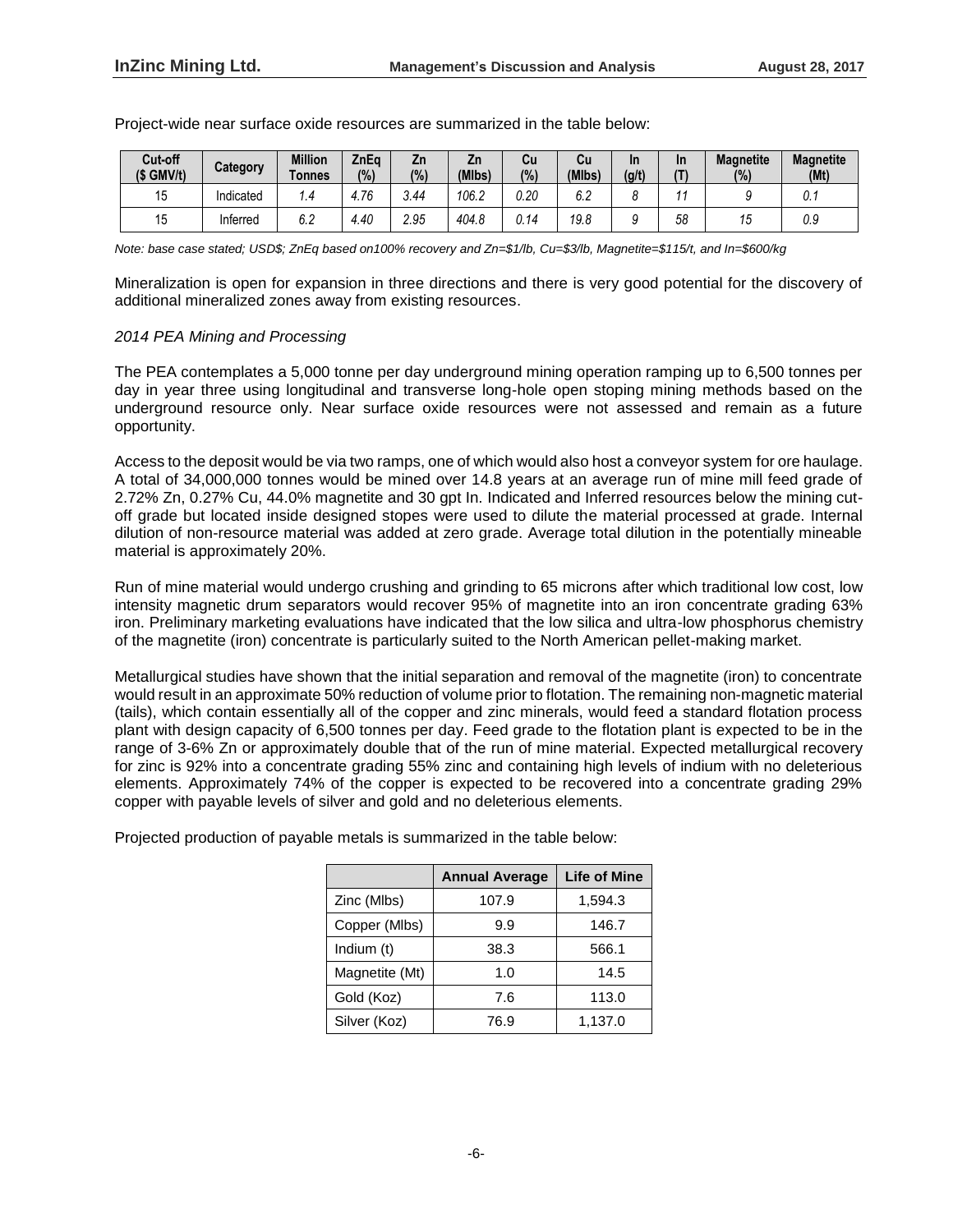Project-wide near surface oxide resources are summarized in the table below:

| Cut-off ($ GMV/t) | Category | Million Tonnes | ZnEq (%) | Zn (%) | Zn (Mlbs) | Cu (%) | Cu (Mlbs) | In (g/t) | In (T) | Magnetite (%) | Magnetite (Mt) |
|---|---|---|---|---|---|---|---|---|---|---|---|
| 15 | Indicated | *1.4* | *4.76* | *3.44* | *106.2* | *0.20* | *6.2* | *8* | *11* | *9* | *0.1* |
| 15 | Inferred | *6.2* | *4.40* | *2.95* | *404.8* | *0.14* | *19.8* | *9* | *58* | *15* | *0.9* |

*Note: base case stated; USD$; ZnEq based on100% recovery and Zn=$1/lb, Cu=$3/lb, Magnetite=$115/t, and In=$600/kg*

Mineralization is open for expansion in three directions and there is very good potential for the discovery of additional mineralized zones away from existing resources.

*2014 PEA Mining and Processing*

The PEA contemplates a 5,000 tonne per day underground mining operation ramping up to 6,500 tonnes per day in year three using longitudinal and transverse long-hole open stoping mining methods based on the underground resource only. Near surface oxide resources were not assessed and remain as a future opportunity.

Access to the deposit would be via two ramps, one of which would also host a conveyor system for ore haulage. A total of 34,000,000 tonnes would be mined over 14.8 years at an average run of mine mill feed grade of 2.72% Zn, 0.27% Cu, 44.0% magnetite and 30 gpt In. Indicated and Inferred resources below the mining cut-off grade but located inside designed stopes were used to dilute the material processed at grade. Internal dilution of non-resource material was added at zero grade. Average total dilution in the potentially mineable material is approximately 20%.

Run of mine material would undergo crushing and grinding to 65 microns after which traditional low cost, low intensity magnetic drum separators would recover 95% of magnetite into an iron concentrate grading 63% iron. Preliminary marketing evaluations have indicated that the low silica and ultra-low phosphorus chemistry of the magnetite (iron) concentrate is particularly suited to the North American pellet-making market.

Metallurgical studies have shown that the initial separation and removal of the magnetite (iron) to concentrate would result in an approximate 50% reduction of volume prior to flotation. The remaining non-magnetic material (tails), which contain essentially all of the copper and zinc minerals, would feed a standard flotation process plant with design capacity of 6,500 tonnes per day. Feed grade to the flotation plant is expected to be in the range of 3-6% Zn or approximately double that of the run of mine material. Expected metallurgical recovery for zinc is 92% into a concentrate grading 55% zinc and containing high levels of indium with no deleterious elements. Approximately 74% of the copper is expected to be recovered into a concentrate grading 29% copper with payable levels of silver and gold and no deleterious elements.

Projected production of payable metals is summarized in the table below:

| | Annual Average | Life of Mine |
|---|---|---|
| Zinc (Mlbs) | 107.9 | 1,594.3 |
| Copper (Mlbs) | 9.9 | 146.7 |
| Indium (t) | 38.3 | 566.1 |
| Magnetite (Mt) | 1.0 | 14.5 |
| Gold (Koz) | 7.6 | 113.0 |
| Silver (Koz) | 76.9 | 1,137.0 |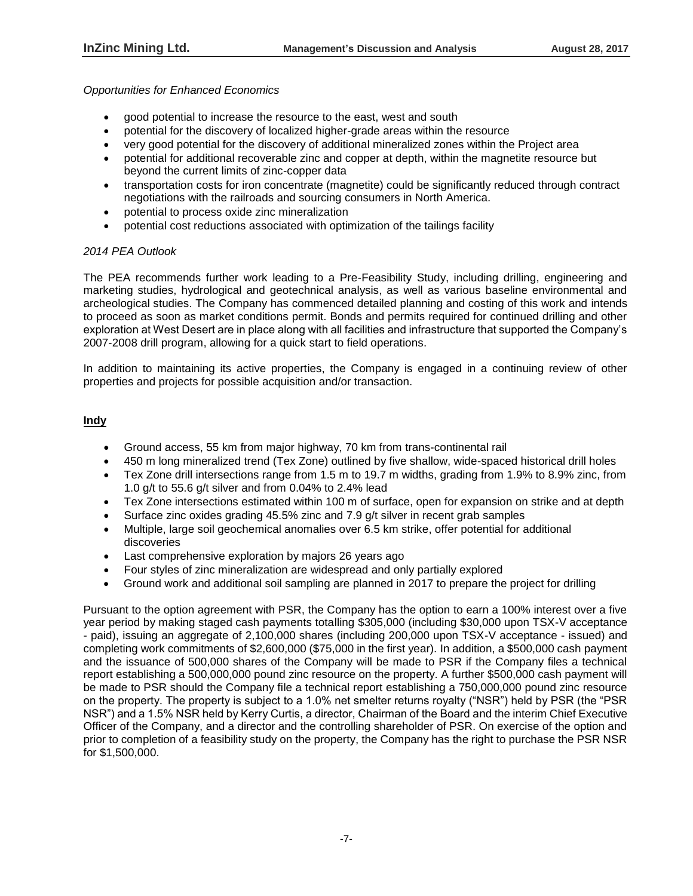*Opportunities for Enhanced Economics*

- good potential to increase the resource to the east, west and south
- potential for the discovery of localized higher-grade areas within the resource
- very good potential for the discovery of additional mineralized zones within the Project area
- potential for additional recoverable zinc and copper at depth, within the magnetite resource but beyond the current limits of zinc-copper data
- transportation costs for iron concentrate (magnetite) could be significantly reduced through contract negotiations with the railroads and sourcing consumers in North America.
- potential to process oxide zinc mineralization
- potential cost reductions associated with optimization of the tailings facility

*2014 PEA Outlook*

The PEA recommends further work leading to a Pre-Feasibility Study, including drilling, engineering and marketing studies, hydrological and geotechnical analysis, as well as various baseline environmental and archeological studies. The Company has commenced detailed planning and costing of this work and intends to proceed as soon as market conditions permit. Bonds and permits required for continued drilling and other exploration at West Desert are in place along with all facilities and infrastructure that supported the Company's 2007-2008 drill program, allowing for a quick start to field operations.

In addition to maintaining its active properties, the Company is engaged in a continuing review of other properties and projects for possible acquisition and/or transaction.

## Indy

- Ground access, 55 km from major highway, 70 km from trans-continental rail
- 450 m long mineralized trend (Tex Zone) outlined by five shallow, wide-spaced historical drill holes
- Tex Zone drill intersections range from 1.5 m to 19.7 m widths, grading from 1.9% to 8.9% zinc, from 1.0 g/t to 55.6 g/t silver and from 0.04% to 2.4% lead
- Tex Zone intersections estimated within 100 m of surface, open for expansion on strike and at depth
- Surface zinc oxides grading 45.5% zinc and 7.9 g/t silver in recent grab samples
- Multiple, large soil geochemical anomalies over 6.5 km strike, offer potential for additional discoveries
- Last comprehensive exploration by majors 26 years ago
- Four styles of zinc mineralization are widespread and only partially explored
- Ground work and additional soil sampling are planned in 2017 to prepare the project for drilling

Pursuant to the option agreement with PSR, the Company has the option to earn a 100% interest over a five year period by making staged cash payments totalling $305,000 (including $30,000 upon TSX-V acceptance - paid), issuing an aggregate of 2,100,000 shares (including 200,000 upon TSX-V acceptance - issued) and completing work commitments of $2,600,000 ($75,000 in the first year). In addition, a $500,000 cash payment and the issuance of 500,000 shares of the Company will be made to PSR if the Company files a technical report establishing a 500,000,000 pound zinc resource on the property. A further $500,000 cash payment will be made to PSR should the Company file a technical report establishing a 750,000,000 pound zinc resource on the property. The property is subject to a 1.0% net smelter returns royalty ("NSR") held by PSR (the "PSR NSR") and a 1.5% NSR held by Kerry Curtis, a director, Chairman of the Board and the interim Chief Executive Officer of the Company, and a director and the controlling shareholder of PSR. On exercise of the option and prior to completion of a feasibility study on the property, the Company has the right to purchase the PSR NSR for $1,500,000.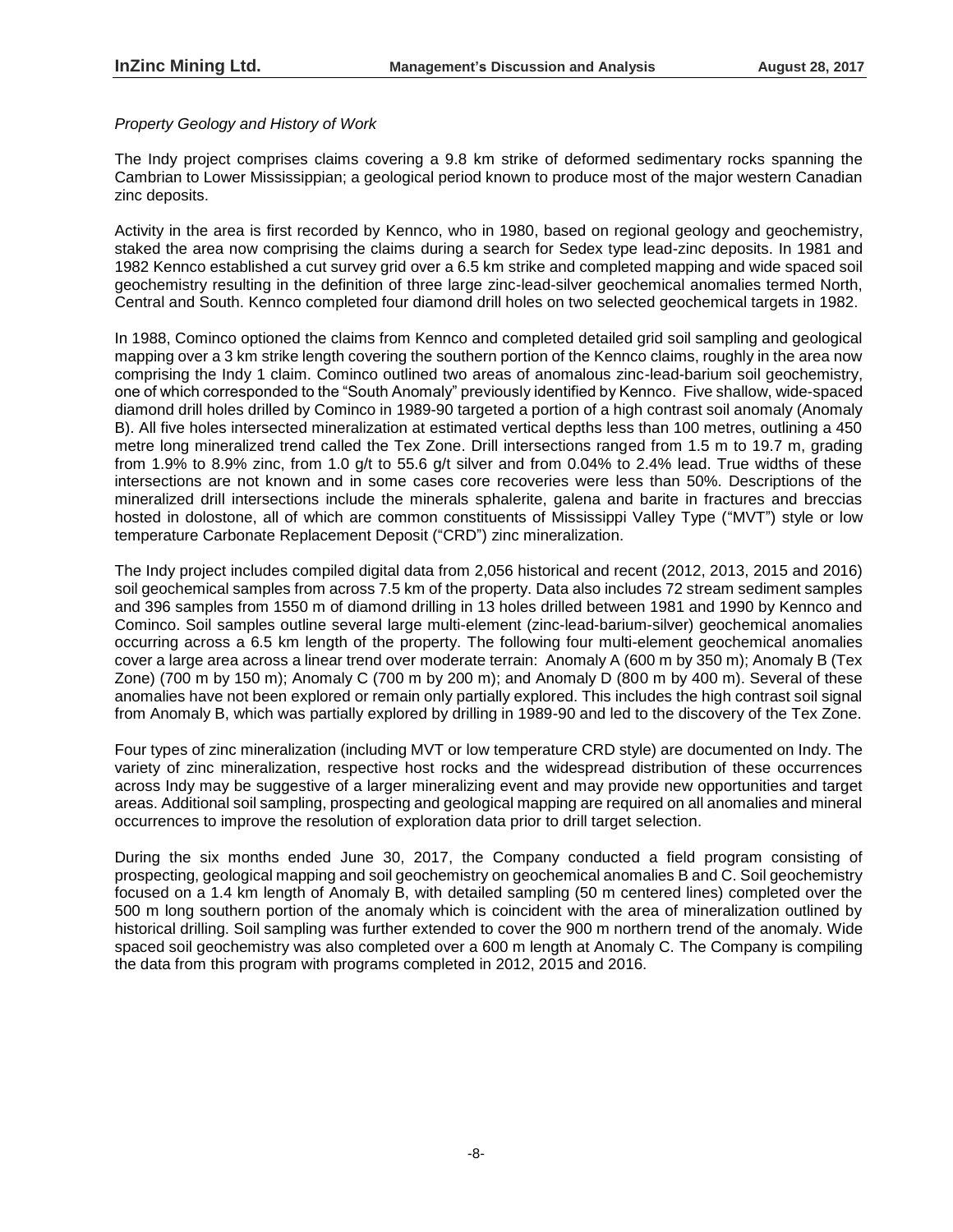*Property Geology and History of Work*

The Indy project comprises claims covering a 9.8 km strike of deformed sedimentary rocks spanning the Cambrian to Lower Mississippian; a geological period known to produce most of the major western Canadian zinc deposits.

Activity in the area is first recorded by Kennco, who in 1980, based on regional geology and geochemistry, staked the area now comprising the claims during a search for Sedex type lead-zinc deposits. In 1981 and 1982 Kennco established a cut survey grid over a 6.5 km strike and completed mapping and wide spaced soil geochemistry resulting in the definition of three large zinc-lead-silver geochemical anomalies termed North, Central and South. Kennco completed four diamond drill holes on two selected geochemical targets in 1982.

In 1988, Cominco optioned the claims from Kennco and completed detailed grid soil sampling and geological mapping over a 3 km strike length covering the southern portion of the Kennco claims, roughly in the area now comprising the Indy 1 claim. Cominco outlined two areas of anomalous zinc-lead-barium soil geochemistry, one of which corresponded to the "South Anomaly" previously identified by Kennco. Five shallow, wide-spaced diamond drill holes drilled by Cominco in 1989-90 targeted a portion of a high contrast soil anomaly (Anomaly B). All five holes intersected mineralization at estimated vertical depths less than 100 metres, outlining a 450 metre long mineralized trend called the Tex Zone. Drill intersections ranged from 1.5 m to 19.7 m, grading from 1.9% to 8.9% zinc, from 1.0 g/t to 55.6 g/t silver and from 0.04% to 2.4% lead. True widths of these intersections are not known and in some cases core recoveries were less than 50%. Descriptions of the mineralized drill intersections include the minerals sphalerite, galena and barite in fractures and breccias hosted in dolostone, all of which are common constituents of Mississippi Valley Type ("MVT") style or low temperature Carbonate Replacement Deposit ("CRD") zinc mineralization.

The Indy project includes compiled digital data from 2,056 historical and recent (2012, 2013, 2015 and 2016) soil geochemical samples from across 7.5 km of the property. Data also includes 72 stream sediment samples and 396 samples from 1550 m of diamond drilling in 13 holes drilled between 1981 and 1990 by Kennco and Cominco. Soil samples outline several large multi-element (zinc-lead-barium-silver) geochemical anomalies occurring across a 6.5 km length of the property. The following four multi-element geochemical anomalies cover a large area across a linear trend over moderate terrain: Anomaly A (600 m by 350 m); Anomaly B (Tex Zone) (700 m by 150 m); Anomaly C (700 m by 200 m); and Anomaly D (800 m by 400 m). Several of these anomalies have not been explored or remain only partially explored. This includes the high contrast soil signal from Anomaly B, which was partially explored by drilling in 1989-90 and led to the discovery of the Tex Zone.

Four types of zinc mineralization (including MVT or low temperature CRD style) are documented on Indy. The variety of zinc mineralization, respective host rocks and the widespread distribution of these occurrences across Indy may be suggestive of a larger mineralizing event and may provide new opportunities and target areas. Additional soil sampling, prospecting and geological mapping are required on all anomalies and mineral occurrences to improve the resolution of exploration data prior to drill target selection.

During the six months ended June 30, 2017, the Company conducted a field program consisting of prospecting, geological mapping and soil geochemistry on geochemical anomalies B and C. Soil geochemistry focused on a 1.4 km length of Anomaly B, with detailed sampling (50 m centered lines) completed over the 500 m long southern portion of the anomaly which is coincident with the area of mineralization outlined by historical drilling. Soil sampling was further extended to cover the 900 m northern trend of the anomaly. Wide spaced soil geochemistry was also completed over a 600 m length at Anomaly C. The Company is compiling the data from this program with programs completed in 2012, 2015 and 2016.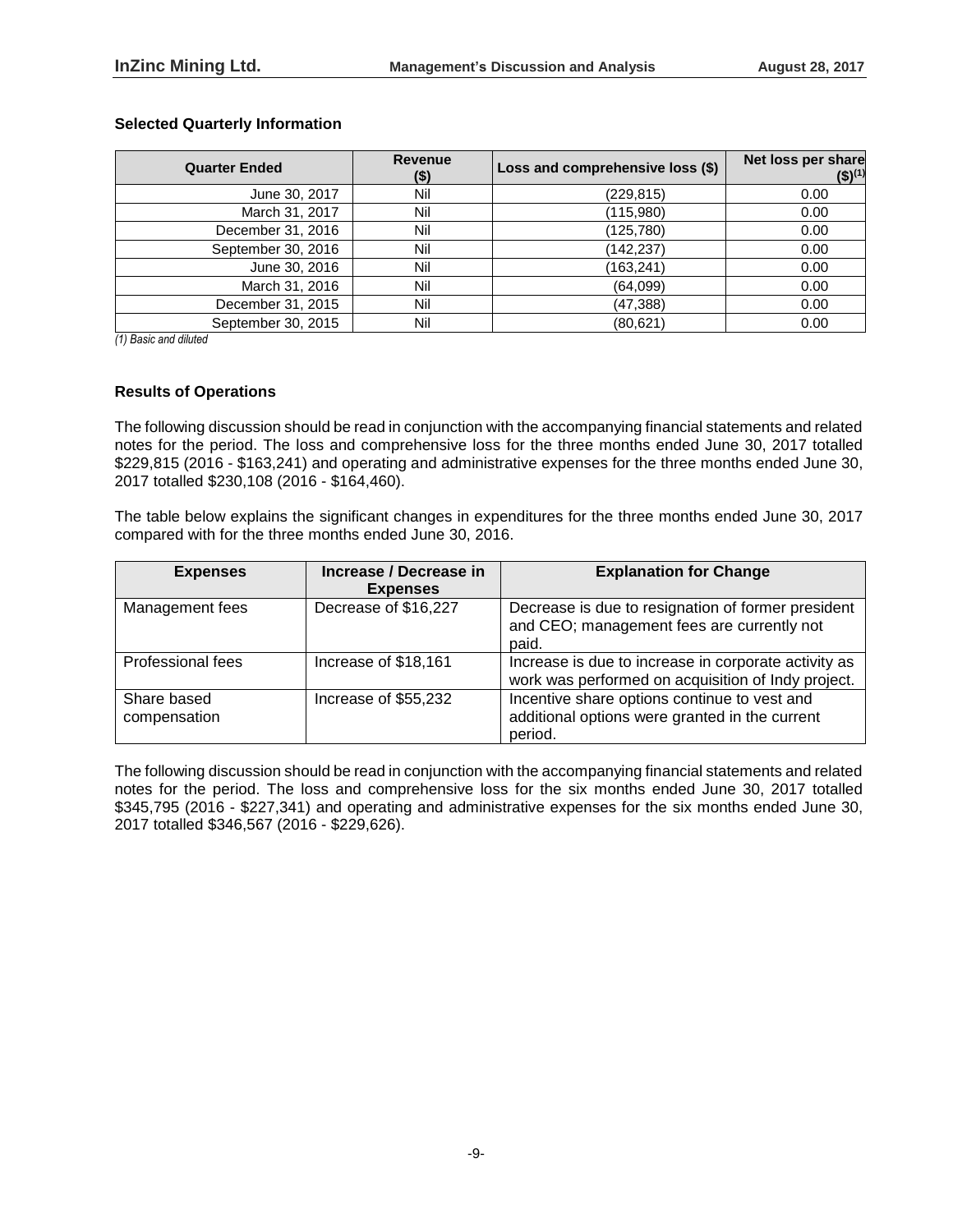### Selected Quarterly Information

| Quarter Ended | Revenue ($) | Loss and comprehensive loss ($) | Net loss per share ($)[1] |
|---|---|---|---|
| June 30, 2017 | Nil | (229,815) | 0.00 |
| March 31, 2017 | Nil | (115,980) | 0.00 |
| December 31, 2016 | Nil | (125,780) | 0.00 |
| September 30, 2016 | Nil | (142,237) | 0.00 |
| June 30, 2016 | Nil | (163,241) | 0.00 |
| March 31, 2016 | Nil | (64,099) | 0.00 |
| December 31, 2015 | Nil | (47,388) | 0.00 |
| September 30, 2015 | Nil | (80,621) | 0.00 |

*(1) Basic and diluted*

### Results of Operations

The following discussion should be read in conjunction with the accompanying financial statements and related notes for the period. The loss and comprehensive loss for the three months ended June 30, 2017 totalled $229,815 (2016 - $163,241) and operating and administrative expenses for the three months ended June 30, 2017 totalled $230,108 (2016 - $164,460).

The table below explains the significant changes in expenditures for the three months ended June 30, 2017 compared with for the three months ended June 30, 2016.

| Expenses | Increase / Decrease in Expenses | Explanation for Change |
|---|---|---|
| Management fees | Decrease of $16,227 | Decrease is due to resignation of former president and CEO; management fees are currently not paid. |
| Professional fees | Increase of $18,161 | Increase is due to increase in corporate activity as work was performed on acquisition of Indy project. |
| Share based compensation | Increase of $55,232 | Incentive share options continue to vest and additional options were granted in the current period. |

The following discussion should be read in conjunction with the accompanying financial statements and related notes for the period. The loss and comprehensive loss for the six months ended June 30, 2017 totalled $345,795 (2016 - $227,341) and operating and administrative expenses for the six months ended June 30, 2017 totalled $346,567 (2016 - $229,626).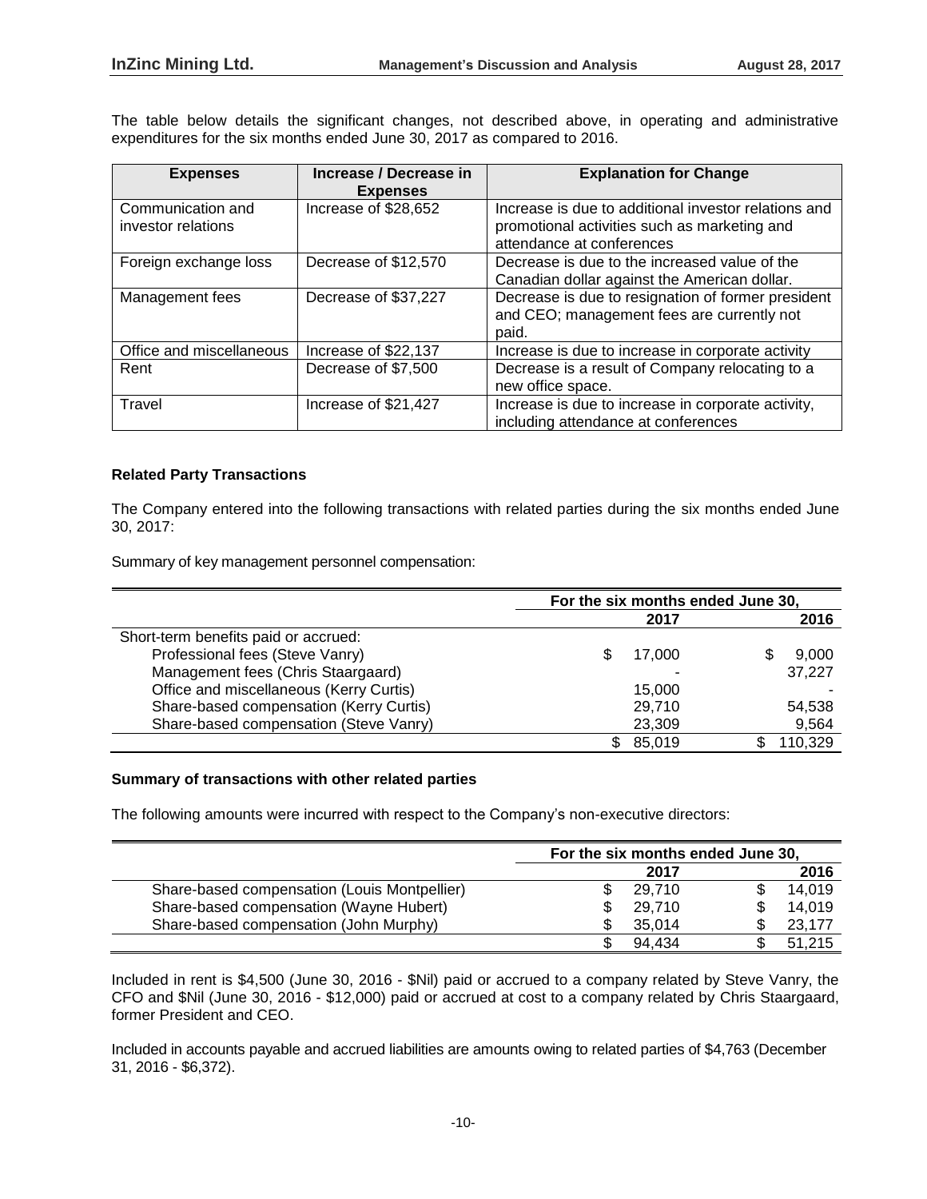The table below details the significant changes, not described above, in operating and administrative expenditures for the six months ended June 30, 2017 as compared to 2016.

| Expenses | Increase / Decrease in Expenses | Explanation for Change |
|---|---|---|
| Communication and investor relations | Increase of $28,652 | Increase is due to additional investor relations and promotional activities such as marketing and attendance at conferences |
| Foreign exchange loss | Decrease of $12,570 | Decrease is due to the increased value of the Canadian dollar against the American dollar. |
| Management fees | Decrease of $37,227 | Decrease is due to resignation of former president and CEO; management fees are currently not paid. |
| Office and miscellaneous | Increase of $22,137 | Increase is due to increase in corporate activity |
| Rent | Decrease of $7,500 | Decrease is a result of Company relocating to a new office space. |
| Travel | Increase of $21,427 | Increase is due to increase in corporate activity, including attendance at conferences |

**Related Party Transactions**

The Company entered into the following transactions with related parties during the six months ended June 30, 2017:

Summary of key management personnel compensation:

| | For the six months ended June 30, | |
|---|---|---|
| | 2017 | 2016 |
| Short-term benefits paid or accrued: | | |
| Professional fees (Steve Vanry) | $ 17,000 | $ 9,000 |
| Management fees (Chris Staargaard) | - | 37,227 |
| Office and miscellaneous (Kerry Curtis) | 15,000 | - |
| Share-based compensation (Kerry Curtis) | 29,710 | 54,538 |
| Share-based compensation (Steve Vanry) | 23,309 | 9,564 |
| | $ 85,019 | $ 110,329 |

**Summary of transactions with other related parties**

The following amounts were incurred with respect to the Company's non-executive directors:

| | For the six months ended June 30, | |
|---|---|---|
| | 2017 | 2016 |
| Share-based compensation (Louis Montpellier) | $ 29,710 | $ 14,019 |
| Share-based compensation (Wayne Hubert) | $ 29,710 | $ 14,019 |
| Share-based compensation (John Murphy) | $ 35,014 | $ 23,177 |
| | $ 94,434 | $ 51,215 |

Included in rent is $4,500 (June 30, 2016 - $Nil) paid or accrued to a company related by Steve Vanry, the CFO and $Nil (June 30, 2016 - $12,000) paid or accrued at cost to a company related by Chris Staargaard, former President and CEO.

Included in accounts payable and accrued liabilities are amounts owing to related parties of $4,763 (December 31, 2016 - $6,372).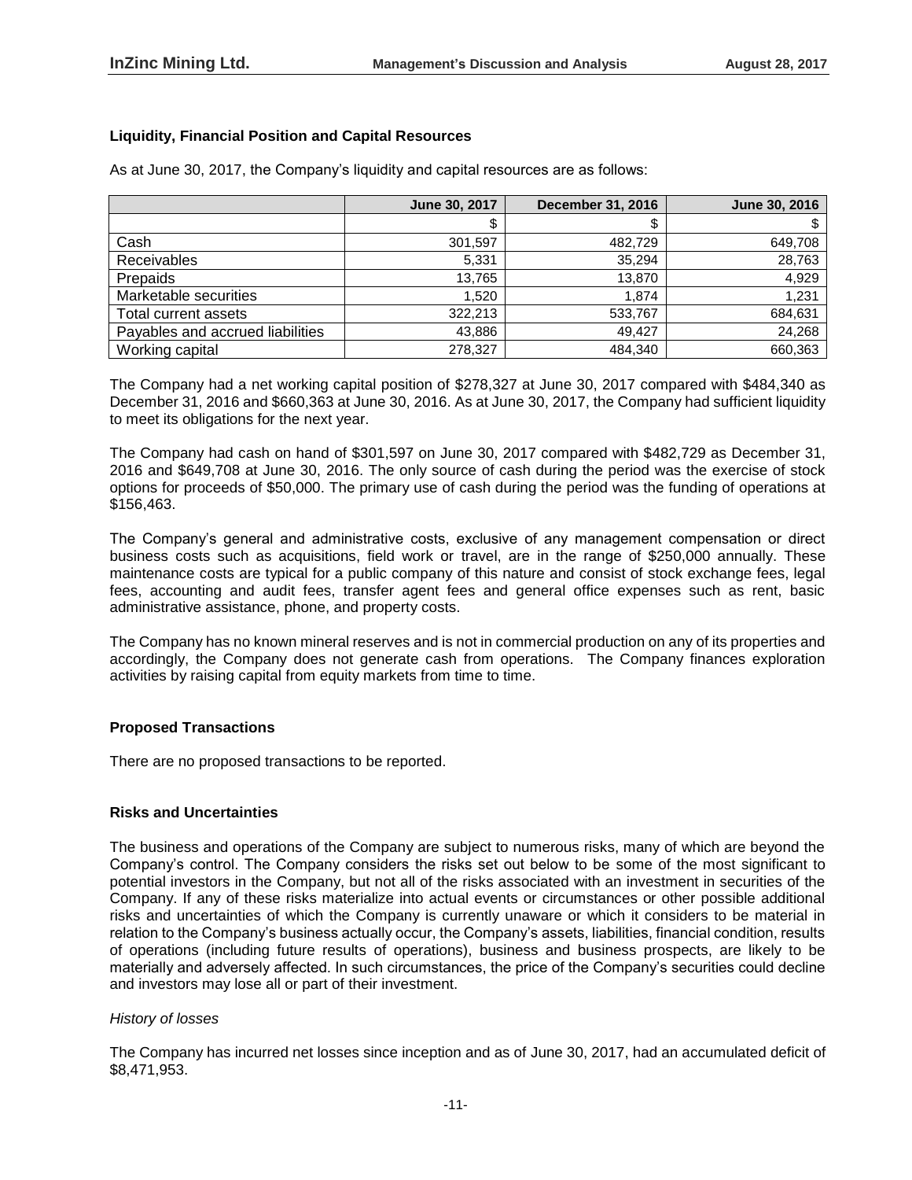### Liquidity, Financial Position and Capital Resources

As at June 30, 2017, the Company's liquidity and capital resources are as follows:

| | June 30, 2017 | December 31, 2016 | June 30, 2016 |
|---|---|---|---|
| | $ | $ | $ |
| Cash | 301,597 | 482,729 | 649,708 |
| Receivables | 5,331 | 35,294 | 28,763 |
| Prepaids | 13,765 | 13,870 | 4,929 |
| Marketable securities | 1,520 | 1,874 | 1,231 |
| Total current assets | 322,213 | 533,767 | 684,631 |
| Payables and accrued liabilities | 43,886 | 49,427 | 24,268 |
| Working capital | 278,327 | 484,340 | 660,363 |

The Company had a net working capital position of $278,327 at June 30, 2017 compared with $484,340 as December 31, 2016 and $660,363 at June 30, 2016. As at June 30, 2017, the Company had sufficient liquidity to meet its obligations for the next year.

The Company had cash on hand of $301,597 on June 30, 2017 compared with $482,729 as December 31, 2016 and $649,708 at June 30, 2016. The only source of cash during the period was the exercise of stock options for proceeds of $50,000. The primary use of cash during the period was the funding of operations at $156,463.

The Company's general and administrative costs, exclusive of any management compensation or direct business costs such as acquisitions, field work or travel, are in the range of $250,000 annually. These maintenance costs are typical for a public company of this nature and consist of stock exchange fees, legal fees, accounting and audit fees, transfer agent fees and general office expenses such as rent, basic administrative assistance, phone, and property costs.

The Company has no known mineral reserves and is not in commercial production on any of its properties and accordingly, the Company does not generate cash from operations. The Company finances exploration activities by raising capital from equity markets from time to time.

### Proposed Transactions

There are no proposed transactions to be reported.

### Risks and Uncertainties

The business and operations of the Company are subject to numerous risks, many of which are beyond the Company's control. The Company considers the risks set out below to be some of the most significant to potential investors in the Company, but not all of the risks associated with an investment in securities of the Company. If any of these risks materialize into actual events or circumstances or other possible additional risks and uncertainties of which the Company is currently unaware or which it considers to be material in relation to the Company's business actually occur, the Company's assets, liabilities, financial condition, results of operations (including future results of operations), business and business prospects, are likely to be materially and adversely affected. In such circumstances, the price of the Company's securities could decline and investors may lose all or part of their investment.

*History of losses*

The Company has incurred net losses since inception and as of June 30, 2017, had an accumulated deficit of $8,471,953.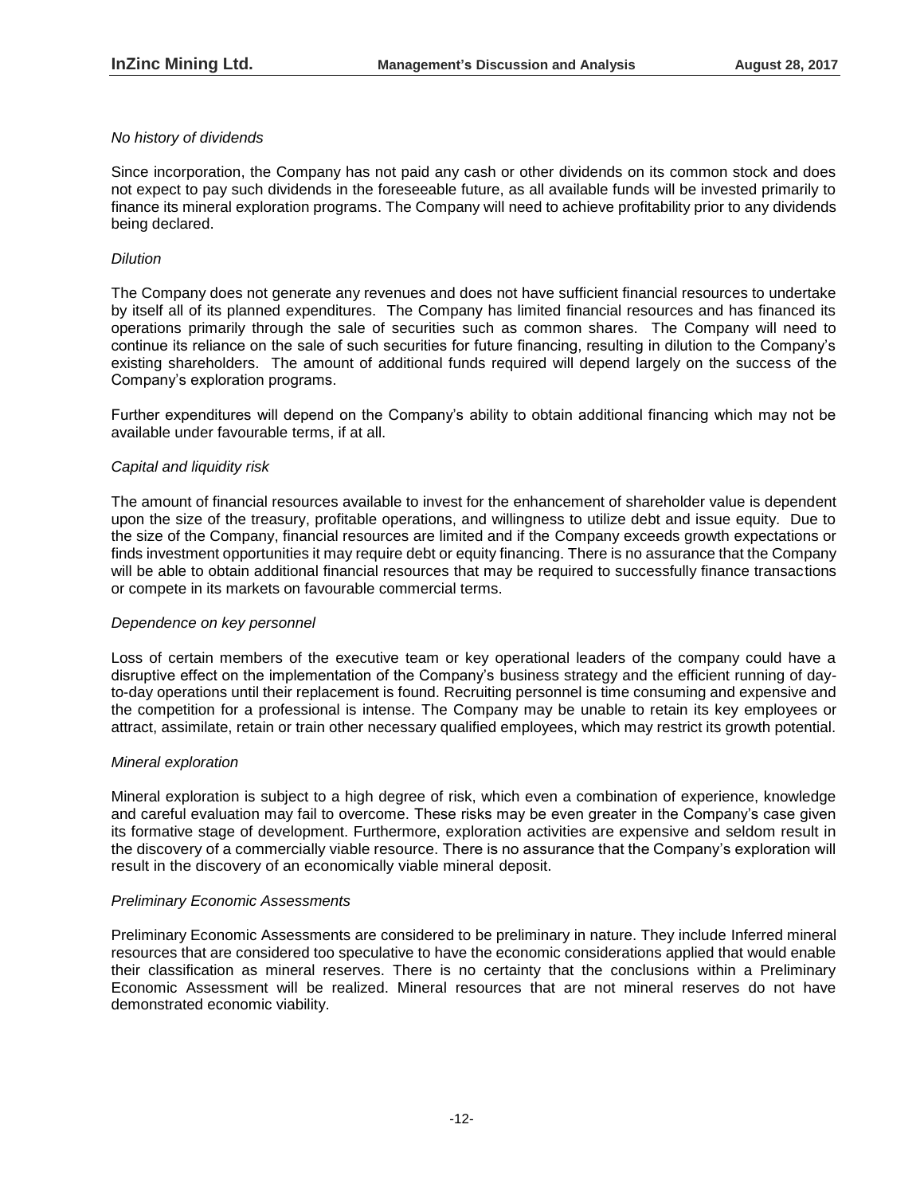*No history of dividends*

Since incorporation, the Company has not paid any cash or other dividends on its common stock and does not expect to pay such dividends in the foreseeable future, as all available funds will be invested primarily to finance its mineral exploration programs. The Company will need to achieve profitability prior to any dividends being declared.

*Dilution*

The Company does not generate any revenues and does not have sufficient financial resources to undertake by itself all of its planned expenditures. The Company has limited financial resources and has financed its operations primarily through the sale of securities such as common shares. The Company will need to continue its reliance on the sale of such securities for future financing, resulting in dilution to the Company's existing shareholders. The amount of additional funds required will depend largely on the success of the Company's exploration programs.

Further expenditures will depend on the Company's ability to obtain additional financing which may not be available under favourable terms, if at all.

*Capital and liquidity risk*

The amount of financial resources available to invest for the enhancement of shareholder value is dependent upon the size of the treasury, profitable operations, and willingness to utilize debt and issue equity. Due to the size of the Company, financial resources are limited and if the Company exceeds growth expectations or finds investment opportunities it may require debt or equity financing. There is no assurance that the Company will be able to obtain additional financial resources that may be required to successfully finance transactions or compete in its markets on favourable commercial terms.

*Dependence on key personnel*

Loss of certain members of the executive team or key operational leaders of the company could have a disruptive effect on the implementation of the Company's business strategy and the efficient running of day-to-day operations until their replacement is found. Recruiting personnel is time consuming and expensive and the competition for a professional is intense. The Company may be unable to retain its key employees or attract, assimilate, retain or train other necessary qualified employees, which may restrict its growth potential.

*Mineral exploration*

Mineral exploration is subject to a high degree of risk, which even a combination of experience, knowledge and careful evaluation may fail to overcome. These risks may be even greater in the Company's case given its formative stage of development. Furthermore, exploration activities are expensive and seldom result in the discovery of a commercially viable resource. There is no assurance that the Company's exploration will result in the discovery of an economically viable mineral deposit.

*Preliminary Economic Assessments*

Preliminary Economic Assessments are considered to be preliminary in nature. They include Inferred mineral resources that are considered too speculative to have the economic considerations applied that would enable their classification as mineral reserves. There is no certainty that the conclusions within a Preliminary Economic Assessment will be realized. Mineral resources that are not mineral reserves do not have demonstrated economic viability.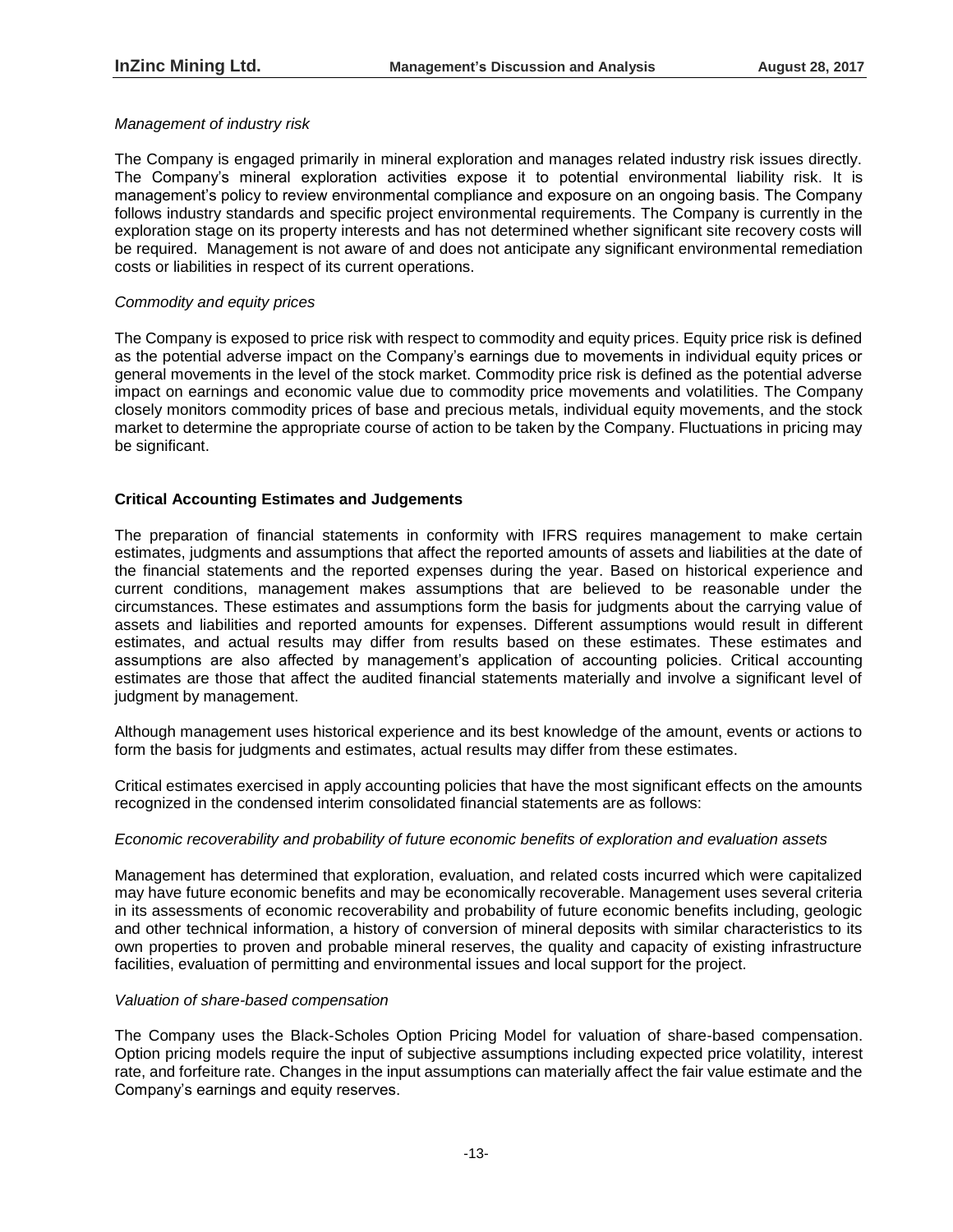*Management of industry risk*

The Company is engaged primarily in mineral exploration and manages related industry risk issues directly. The Company's mineral exploration activities expose it to potential environmental liability risk. It is management's policy to review environmental compliance and exposure on an ongoing basis. The Company follows industry standards and specific project environmental requirements. The Company is currently in the exploration stage on its property interests and has not determined whether significant site recovery costs will be required. Management is not aware of and does not anticipate any significant environmental remediation costs or liabilities in respect of its current operations.

*Commodity and equity prices*

The Company is exposed to price risk with respect to commodity and equity prices. Equity price risk is defined as the potential adverse impact on the Company's earnings due to movements in individual equity prices or general movements in the level of the stock market. Commodity price risk is defined as the potential adverse impact on earnings and economic value due to commodity price movements and volatilities. The Company closely monitors commodity prices of base and precious metals, individual equity movements, and the stock market to determine the appropriate course of action to be taken by the Company. Fluctuations in pricing may be significant.

## Critical Accounting Estimates and Judgements

The preparation of financial statements in conformity with IFRS requires management to make certain estimates, judgments and assumptions that affect the reported amounts of assets and liabilities at the date of the financial statements and the reported expenses during the year. Based on historical experience and current conditions, management makes assumptions that are believed to be reasonable under the circumstances. These estimates and assumptions form the basis for judgments about the carrying value of assets and liabilities and reported amounts for expenses. Different assumptions would result in different estimates, and actual results may differ from results based on these estimates. These estimates and assumptions are also affected by management's application of accounting policies. Critical accounting estimates are those that affect the audited financial statements materially and involve a significant level of judgment by management.

Although management uses historical experience and its best knowledge of the amount, events or actions to form the basis for judgments and estimates, actual results may differ from these estimates.

Critical estimates exercised in apply accounting policies that have the most significant effects on the amounts recognized in the condensed interim consolidated financial statements are as follows:

*Economic recoverability and probability of future economic benefits of exploration and evaluation assets*

Management has determined that exploration, evaluation, and related costs incurred which were capitalized may have future economic benefits and may be economically recoverable. Management uses several criteria in its assessments of economic recoverability and probability of future economic benefits including, geologic and other technical information, a history of conversion of mineral deposits with similar characteristics to its own properties to proven and probable mineral reserves, the quality and capacity of existing infrastructure facilities, evaluation of permitting and environmental issues and local support for the project.

*Valuation of share-based compensation*

The Company uses the Black-Scholes Option Pricing Model for valuation of share-based compensation. Option pricing models require the input of subjective assumptions including expected price volatility, interest rate, and forfeiture rate. Changes in the input assumptions can materially affect the fair value estimate and the Company's earnings and equity reserves.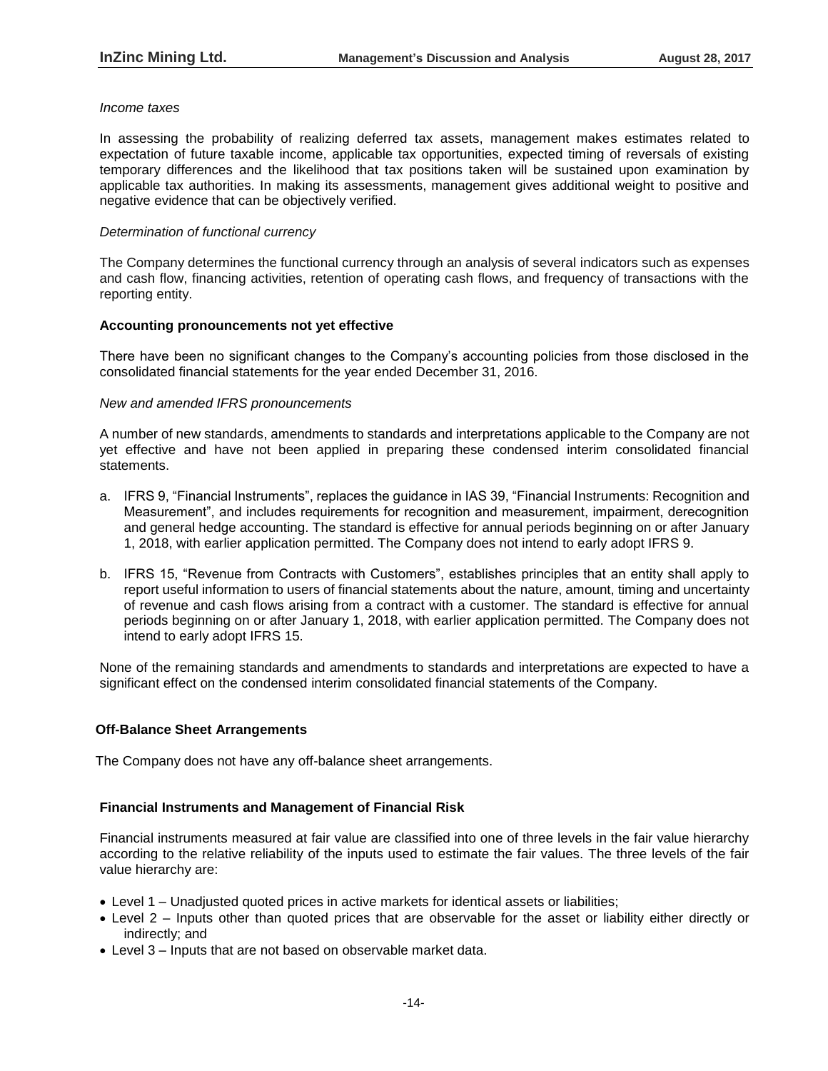*Income taxes*

In assessing the probability of realizing deferred tax assets, management makes estimates related to expectation of future taxable income, applicable tax opportunities, expected timing of reversals of existing temporary differences and the likelihood that tax positions taken will be sustained upon examination by applicable tax authorities. In making its assessments, management gives additional weight to positive and negative evidence that can be objectively verified.

*Determination of functional currency*

The Company determines the functional currency through an analysis of several indicators such as expenses and cash flow, financing activities, retention of operating cash flows, and frequency of transactions with the reporting entity.

**Accounting pronouncements not yet effective**

There have been no significant changes to the Company's accounting policies from those disclosed in the consolidated financial statements for the year ended December 31, 2016.

*New and amended IFRS pronouncements*

A number of new standards, amendments to standards and interpretations applicable to the Company are not yet effective and have not been applied in preparing these condensed interim consolidated financial statements.

a. IFRS 9, "Financial Instruments", replaces the guidance in IAS 39, "Financial Instruments: Recognition and Measurement", and includes requirements for recognition and measurement, impairment, derecognition and general hedge accounting. The standard is effective for annual periods beginning on or after January 1, 2018, with earlier application permitted. The Company does not intend to early adopt IFRS 9.

b. IFRS 15, "Revenue from Contracts with Customers", establishes principles that an entity shall apply to report useful information to users of financial statements about the nature, amount, timing and uncertainty of revenue and cash flows arising from a contract with a customer. The standard is effective for annual periods beginning on or after January 1, 2018, with earlier application permitted. The Company does not intend to early adopt IFRS 15.

None of the remaining standards and amendments to standards and interpretations are expected to have a significant effect on the condensed interim consolidated financial statements of the Company.

**Off-Balance Sheet Arrangements**

The Company does not have any off-balance sheet arrangements.

**Financial Instruments and Management of Financial Risk**

Financial instruments measured at fair value are classified into one of three levels in the fair value hierarchy according to the relative reliability of the inputs used to estimate the fair values. The three levels of the fair value hierarchy are:

- Level 1 – Unadjusted quoted prices in active markets for identical assets or liabilities;
- Level 2 – Inputs other than quoted prices that are observable for the asset or liability either directly or indirectly; and
- Level 3 – Inputs that are not based on observable market data.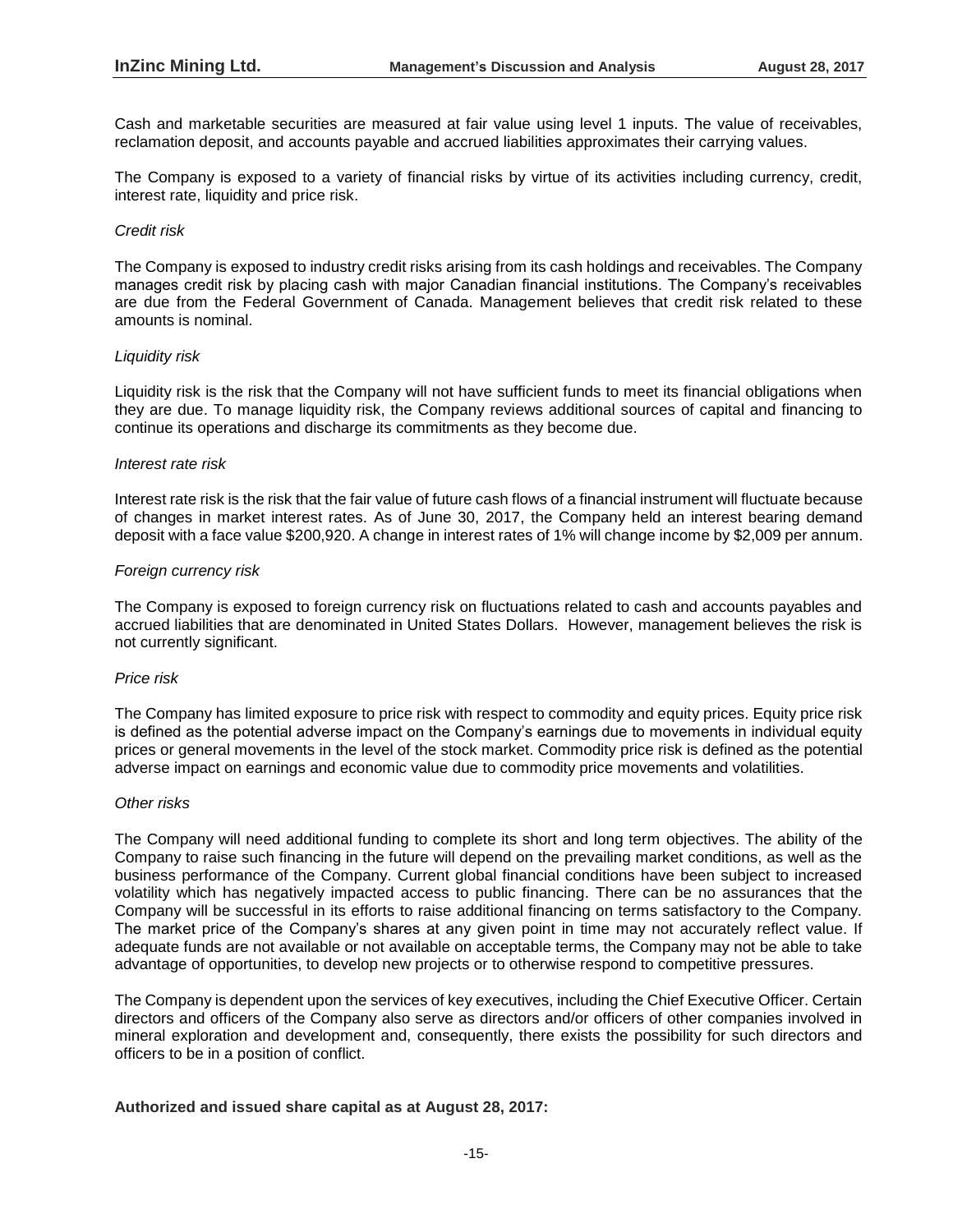Cash and marketable securities are measured at fair value using level 1 inputs. The value of receivables, reclamation deposit, and accounts payable and accrued liabilities approximates their carrying values.

The Company is exposed to a variety of financial risks by virtue of its activities including currency, credit, interest rate, liquidity and price risk.

*Credit risk*

The Company is exposed to industry credit risks arising from its cash holdings and receivables. The Company manages credit risk by placing cash with major Canadian financial institutions. The Company's receivables are due from the Federal Government of Canada. Management believes that credit risk related to these amounts is nominal.

*Liquidity risk*

Liquidity risk is the risk that the Company will not have sufficient funds to meet its financial obligations when they are due. To manage liquidity risk, the Company reviews additional sources of capital and financing to continue its operations and discharge its commitments as they become due.

*Interest rate risk*

Interest rate risk is the risk that the fair value of future cash flows of a financial instrument will fluctuate because of changes in market interest rates. As of June 30, 2017, the Company held an interest bearing demand deposit with a face value $200,920. A change in interest rates of 1% will change income by $2,009 per annum.

*Foreign currency risk*

The Company is exposed to foreign currency risk on fluctuations related to cash and accounts payables and accrued liabilities that are denominated in United States Dollars. However, management believes the risk is not currently significant.

*Price risk*

The Company has limited exposure to price risk with respect to commodity and equity prices. Equity price risk is defined as the potential adverse impact on the Company's earnings due to movements in individual equity prices or general movements in the level of the stock market. Commodity price risk is defined as the potential adverse impact on earnings and economic value due to commodity price movements and volatilities.

*Other risks*

The Company will need additional funding to complete its short and long term objectives. The ability of the Company to raise such financing in the future will depend on the prevailing market conditions, as well as the business performance of the Company. Current global financial conditions have been subject to increased volatility which has negatively impacted access to public financing. There can be no assurances that the Company will be successful in its efforts to raise additional financing on terms satisfactory to the Company. The market price of the Company's shares at any given point in time may not accurately reflect value. If adequate funds are not available or not available on acceptable terms, the Company may not be able to take advantage of opportunities, to develop new projects or to otherwise respond to competitive pressures.

The Company is dependent upon the services of key executives, including the Chief Executive Officer. Certain directors and officers of the Company also serve as directors and/or officers of other companies involved in mineral exploration and development and, consequently, there exists the possibility for such directors and officers to be in a position of conflict.

**Authorized and issued share capital as at August 28, 2017:**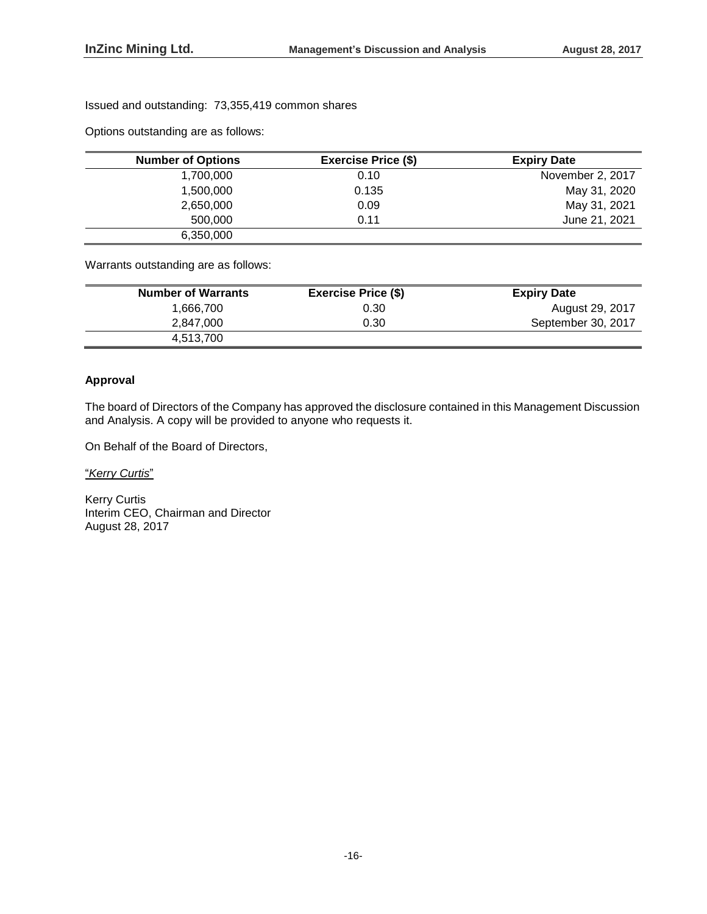Issued and outstanding: 73,355,419 common shares

Options outstanding are as follows:

| Number of Options | Exercise Price ($) | Expiry Date |
| --- | --- | --- |
| 1,700,000 | 0.10 | November 2, 2017 |
| 1,500,000 | 0.135 | May 31, 2020 |
| 2,650,000 | 0.09 | May 31, 2021 |
| 500,000 | 0.11 | June 21, 2021 |
| 6,350,000 | | |

Warrants outstanding are as follows:

| Number of Warrants | Exercise Price ($) | Expiry Date |
| --- | --- | --- |
| 1,666,700 | 0.30 | August 29, 2017 |
| 2,847,000 | 0.30 | September 30, 2017 |
| 4,513,700 | | |

**Approval**

The board of Directors of the Company has approved the disclosure contained in this Management Discussion and Analysis. A copy will be provided to anyone who requests it.

On Behalf of the Board of Directors,

"*Kerry Curtis*"

Kerry Curtis
Interim CEO, Chairman and Director
August 28, 2017